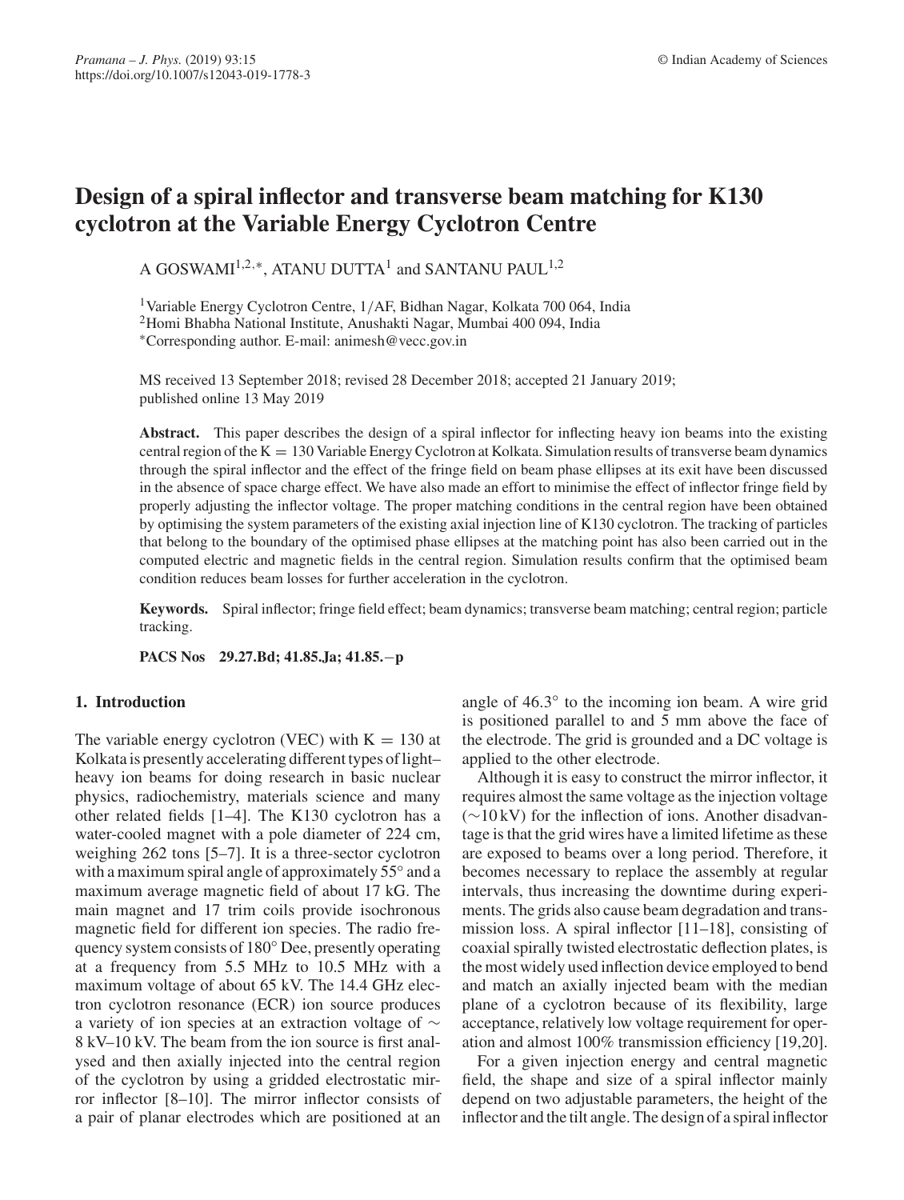# Design of a spiral inflector and transverse beam matching for K130 cyclotron at the Variable Energy Cyclotron Centre

A GOSWAMI[1,2,*], ATANU DUTTA[1] and SANTANU PAUL[1,2]

[1]Variable Energy Cyclotron Centre, 1/AF, Bidhan Nagar, Kolkata 700 064, India
[2]Homi Bhabha National Institute, Anushakti Nagar, Mumbai 400 094, India
*Corresponding author. E-mail: animesh@vecc.gov.in

MS received 13 September 2018; revised 28 December 2018; accepted 21 January 2019; published online 13 May 2019

**Abstract.** This paper describes the design of a spiral inflector for inflecting heavy ion beams into the existing central region of the K = 130 Variable Energy Cyclotron at Kolkata. Simulation results of transverse beam dynamics through the spiral inflector and the effect of the fringe field on beam phase ellipses at its exit have been discussed in the absence of space charge effect. We have also made an effort to minimise the effect of inflector fringe field by properly adjusting the inflector voltage. The proper matching conditions in the central region have been obtained by optimising the system parameters of the existing axial injection line of K130 cyclotron. The tracking of particles that belong to the boundary of the optimised phase ellipses at the matching point has also been carried out in the computed electric and magnetic fields in the central region. Simulation results confirm that the optimised beam condition reduces beam losses for further acceleration in the cyclotron.

**Keywords.** Spiral inflector; fringe field effect; beam dynamics; transverse beam matching; central region; particle tracking.

**PACS Nos** 29.27.Bd; 41.85.Ja; 41.85.−p

## 1. Introduction

The variable energy cyclotron (VEC) with K = 130 at Kolkata is presently accelerating different types of light–heavy ion beams for doing research in basic nuclear physics, radiochemistry, materials science and many other related fields [1–4]. The K130 cyclotron has a water-cooled magnet with a pole diameter of 224 cm, weighing 262 tons [5–7]. It is a three-sector cyclotron with a maximum spiral angle of approximately 55° and a maximum average magnetic field of about 17 kG. The main magnet and 17 trim coils provide isochronous magnetic field for different ion species. The radio frequency system consists of 180° Dee, presently operating at a frequency from 5.5 MHz to 10.5 MHz with a maximum voltage of about 65 kV. The 14.4 GHz electron cyclotron resonance (ECR) ion source produces a variety of ion species at an extraction voltage of ∼ 8 kV–10 kV. The beam from the ion source is first analysed and then axially injected into the central region of the cyclotron by using a gridded electrostatic mirror inflector [8–10]. The mirror inflector consists of a pair of planar electrodes which are positioned at an angle of 46.3° to the incoming ion beam. A wire grid is positioned parallel to and 5 mm above the face of the electrode. The grid is grounded and a DC voltage is applied to the other electrode.

Although it is easy to construct the mirror inflector, it requires almost the same voltage as the injection voltage (∼10 kV) for the inflection of ions. Another disadvantage is that the grid wires have a limited lifetime as these are exposed to beams over a long period. Therefore, it becomes necessary to replace the assembly at regular intervals, thus increasing the downtime during experiments. The grids also cause beam degradation and transmission loss. A spiral inflector [11–18], consisting of coaxial spirally twisted electrostatic deflection plates, is the most widely used inflection device employed to bend and match an axially injected beam with the median plane of a cyclotron because of its flexibility, large acceptance, relatively low voltage requirement for operation and almost 100% transmission efficiency [19,20].

For a given injection energy and central magnetic field, the shape and size of a spiral inflector mainly depend on two adjustable parameters, the height of the inflector and the tilt angle. The design of a spiral inflector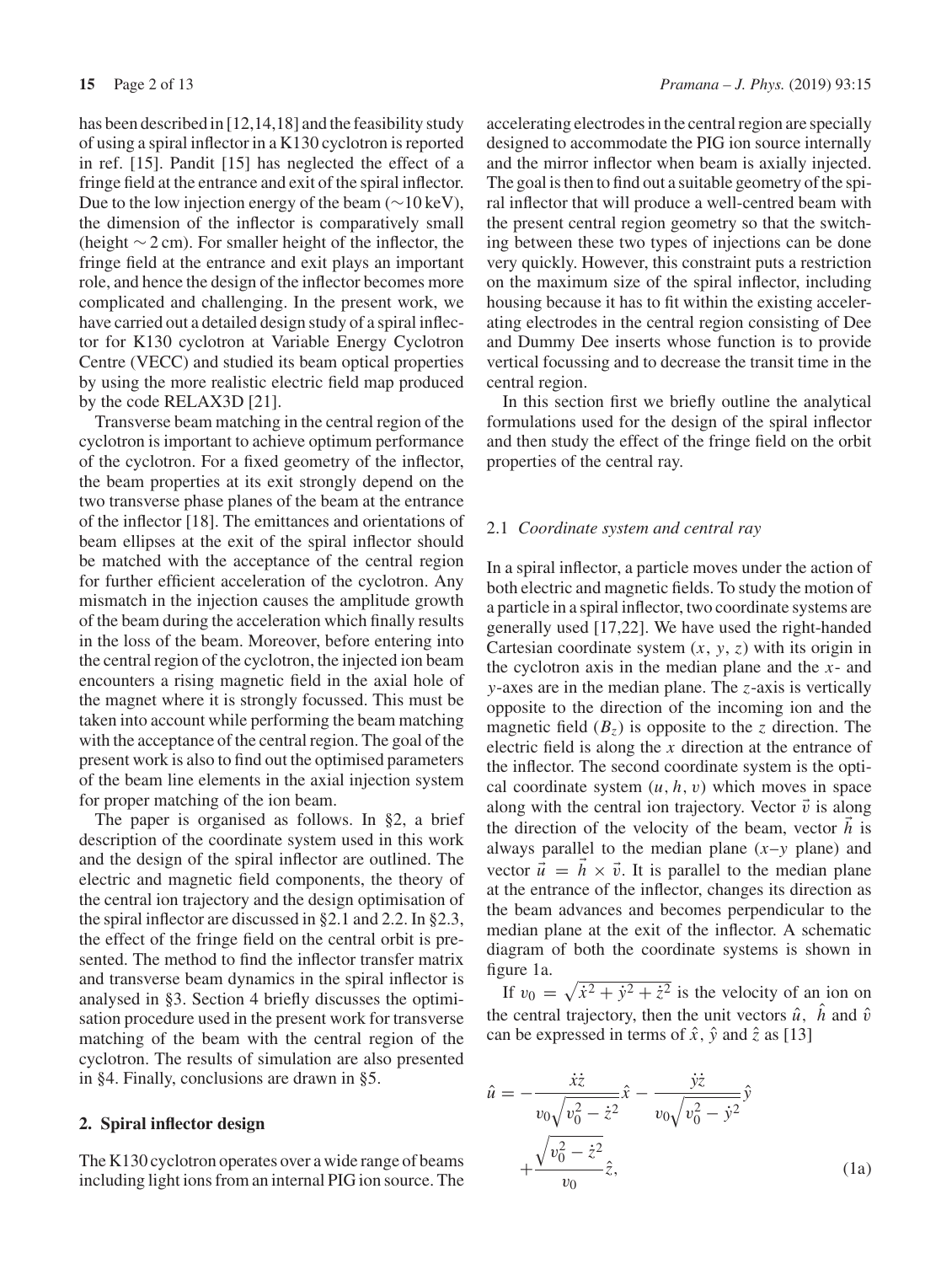has been described in [12,14,18] and the feasibility study of using a spiral inflector in a K130 cyclotron is reported in ref. [15]. Pandit [15] has neglected the effect of a fringe field at the entrance and exit of the spiral inflector. Due to the low injection energy of the beam ($\sim$10 keV), the dimension of the inflector is comparatively small (height $\sim$ 2 cm). For smaller height of the inflector, the fringe field at the entrance and exit plays an important role, and hence the design of the inflector becomes more complicated and challenging. In the present work, we have carried out a detailed design study of a spiral inflector for K130 cyclotron at Variable Energy Cyclotron Centre (VECC) and studied its beam optical properties by using the more realistic electric field map produced by the code RELAX3D [21].

Transverse beam matching in the central region of the cyclotron is important to achieve optimum performance of the cyclotron. For a fixed geometry of the inflector, the beam properties at its exit strongly depend on the two transverse phase planes of the beam at the entrance of the inflector [18]. The emittances and orientations of beam ellipses at the exit of the spiral inflector should be matched with the acceptance of the central region for further efficient acceleration of the cyclotron. Any mismatch in the injection causes the amplitude growth of the beam during the acceleration which finally results in the loss of the beam. Moreover, before entering into the central region of the cyclotron, the injected ion beam encounters a rising magnetic field in the axial hole of the magnet where it is strongly focussed. This must be taken into account while performing the beam matching with the acceptance of the central region. The goal of the present work is also to find out the optimised parameters of the beam line elements in the axial injection system for proper matching of the ion beam.

The paper is organised as follows. In §2, a brief description of the coordinate system used in this work and the design of the spiral inflector are outlined. The electric and magnetic field components, the theory of the central ion trajectory and the design optimisation of the spiral inflector are discussed in §2.1 and 2.2. In §2.3, the effect of the fringe field on the central orbit is presented. The method to find the inflector transfer matrix and transverse beam dynamics in the spiral inflector is analysed in §3. Section 4 briefly discusses the optimisation procedure used in the present work for transverse matching of the beam with the central region of the cyclotron. The results of simulation are also presented in §4. Finally, conclusions are drawn in §5.

## 2. Spiral inflector design

The K130 cyclotron operates over a wide range of beams including light ions from an internal PIG ion source. The accelerating electrodes in the central region are specially designed to accommodate the PIG ion source internally and the mirror inflector when beam is axially injected. The goal is then to find out a suitable geometry of the spiral inflector that will produce a well-centred beam with the present central region geometry so that the switching between these two types of injections can be done very quickly. However, this constraint puts a restriction on the maximum size of the spiral inflector, including housing because it has to fit within the existing accelerating electrodes in the central region consisting of Dee and Dummy Dee inserts whose function is to provide vertical focussing and to decrease the transit time in the central region.

In this section first we briefly outline the analytical formulations used for the design of the spiral inflector and then study the effect of the fringe field on the orbit properties of the central ray.

### 2.1 *Coordinate system and central ray*

In a spiral inflector, a particle moves under the action of both electric and magnetic fields. To study the motion of a particle in a spiral inflector, two coordinate systems are generally used [17,22]. We have used the right-handed Cartesian coordinate system $(x, y, z)$ with its origin in the cyclotron axis in the median plane and the $x$- and $y$-axes are in the median plane. The $z$-axis is vertically opposite to the direction of the incoming ion and the magnetic field ($B_z$) is opposite to the $z$ direction. The electric field is along the $x$ direction at the entrance of the inflector. The second coordinate system is the optical coordinate system $(u, h, v)$ which moves in space along with the central ion trajectory. Vector $\vec{v}$ is along the direction of the velocity of the beam, vector $\vec{h}$ is always parallel to the median plane ($x$–$y$ plane) and vector $\vec{u} = \vec{h} \times \vec{v}$. It is parallel to the median plane at the entrance of the inflector, changes its direction as the beam advances and becomes perpendicular to the median plane at the exit of the inflector. A schematic diagram of both the coordinate systems is shown in figure 1a.

If $v_0 = \sqrt{\dot{x}^2 + \dot{y}^2 + \dot{z}^2}$ is the velocity of an ion on the central trajectory, then the unit vectors $\hat{u}$, $\hat{h}$ and $\hat{v}$ can be expressed in terms of $\hat{x}$, $\hat{y}$ and $\hat{z}$ as [13]

$$\hat{u} = -\frac{\dot{x}\dot{z}}{v_0\sqrt{v_0^2 - \dot{z}^2}}\hat{x} - \frac{\dot{y}\dot{z}}{v_0\sqrt{v_0^2 - \dot{y}^2}}\hat{y} + \frac{\sqrt{v_0^2 - \dot{z}^2}}{v_0}\hat{z}, \tag{1a}$$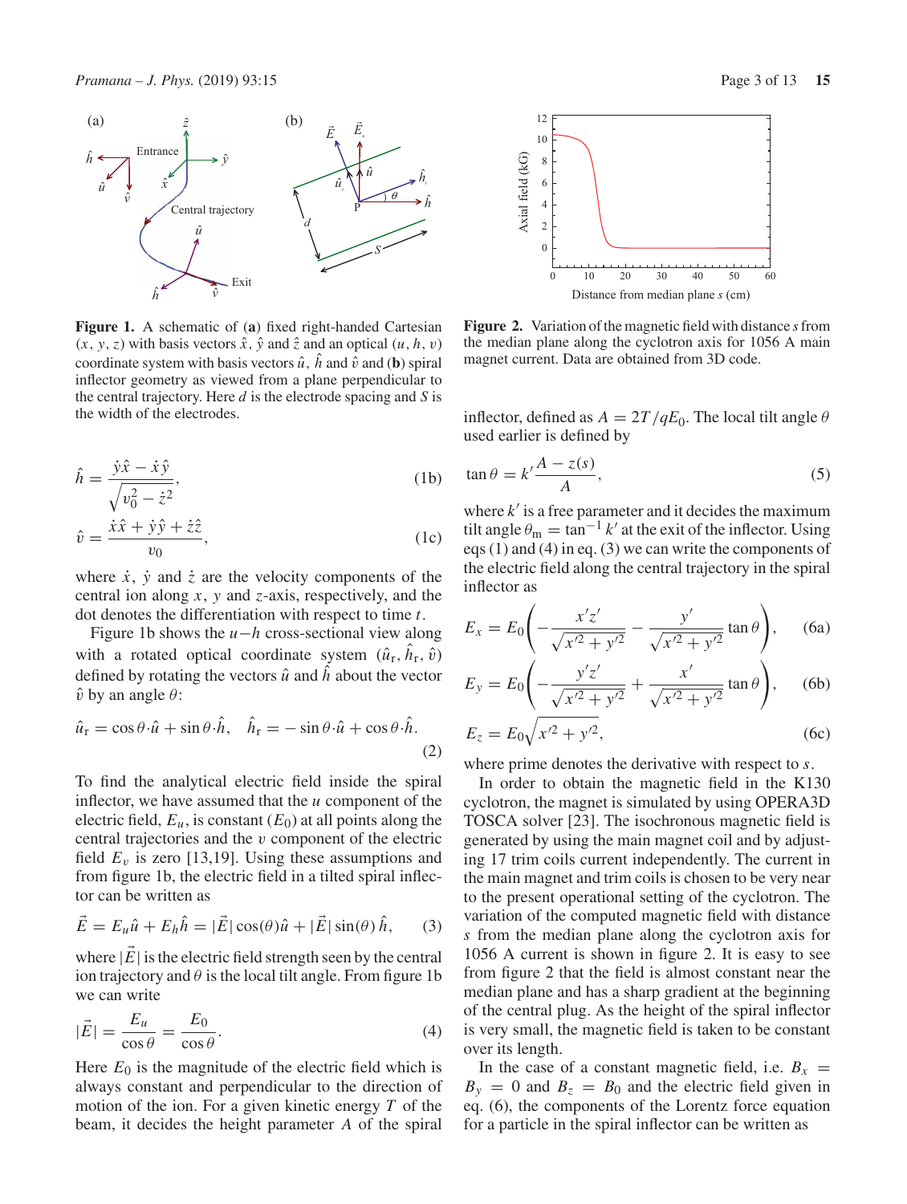**Figure 1.** A schematic of (**a**) fixed right-handed Cartesian $(x, y, z)$ with basis vectors $\hat{x}$, $\hat{y}$ and $\hat{z}$ and an optical $(u, h, v)$ coordinate system with basis vectors $\hat{u}$, $\hat{h}$ and $\hat{v}$ and (**b**) spiral inflector geometry as viewed from a plane perpendicular to the central trajectory. Here $d$ is the electrode spacing and $S$ is the width of the electrodes.

$$\hat{h} = \frac{\dot{y}\hat{x} - \dot{x}\hat{y}}{\sqrt{v_0^2 - \dot{z}^2}}, \tag{1b}$$

$$\hat{v} = \frac{\dot{x}\hat{x} + \dot{y}\hat{y} + \dot{z}\hat{z}}{v_0}, \tag{1c}$$

where $\dot{x}$, $\dot{y}$ and $\dot{z}$ are the velocity components of the central ion along $x$, $y$ and $z$-axis, respectively, and the dot denotes the differentiation with respect to time $t$.

Figure 1b shows the $u-h$ cross-sectional view along with a rotated optical coordinate system $(\hat{u}_r, \hat{h}_r, \hat{v})$ defined by rotating the vectors $\hat{u}$ and $\hat{h}$ about the vector $\hat{v}$ by an angle $\theta$:

$$\hat{u}_r = \cos\theta \cdot \hat{u} + \sin\theta \cdot \hat{h}, \quad \hat{h}_r = -\sin\theta \cdot \hat{u} + \cos\theta \cdot \hat{h}. \tag{2}$$

To find the analytical electric field inside the spiral inflector, we have assumed that the $u$ component of the electric field, $E_u$, is constant ($E_0$) at all points along the central trajectories and the $v$ component of the electric field $E_v$ is zero [13,19]. Using these assumptions and from figure 1b, the electric field in a tilted spiral inflector can be written as

$$\vec{E} = E_u\hat{u} + E_h\hat{h} = |\vec{E}|\cos(\theta)\hat{u} + |\vec{E}|\sin(\theta)\,\hat{h}, \tag{3}$$

where $|\vec{E}|$ is the electric field strength seen by the central ion trajectory and $\theta$ is the local tilt angle. From figure 1b we can write

$$|\vec{E}| = \frac{E_u}{\cos\theta} = \frac{E_0}{\cos\theta}. \tag{4}$$

Here $E_0$ is the magnitude of the electric field which is always constant and perpendicular to the direction of motion of the ion. For a given kinetic energy $T$ of the beam, it decides the height parameter $A$ of the spiral inflector, defined as $A = 2T/qE_0$. The local tilt angle $\theta$ used earlier is defined by

$$\tan\theta = k' \frac{A - z(s)}{A}, \tag{5}$$

where $k'$ is a free parameter and it decides the maximum tilt angle $\theta_m = \tan^{-1} k'$ at the exit of the inflector. Using eqs (1) and (4) in eq. (3) we can write the components of the electric field along the central trajectory in the spiral inflector as

$$E_x = E_0\left(-\frac{x'z'}{\sqrt{x'^2 + y'^2}} - \frac{y'}{\sqrt{x'^2 + y'^2}}\tan\theta\right), \tag{6a}$$

$$E_y = E_0\left(-\frac{y'z'}{\sqrt{x'^2 + y'^2}} + \frac{x'}{\sqrt{x'^2 + y'^2}}\tan\theta\right), \tag{6b}$$

$$E_z = E_0\sqrt{x'^2 + y'^2}, \tag{6c}$$

where prime denotes the derivative with respect to $s$.

**Figure 2.** Variation of the magnetic field with distance $s$ from the median plane along the cyclotron axis for 1056 A main magnet current. Data are obtained from 3D code.

In order to obtain the magnetic field in the K130 cyclotron, the magnet is simulated by using OPERA3D TOSCA solver [23]. The isochronous magnetic field is generated by using the main magnet coil and by adjusting 17 trim coils current independently. The current in the main magnet and trim coils is chosen to be very near to the present operational setting of the cyclotron. The variation of the computed magnetic field with distance $s$ from the median plane along the cyclotron axis for 1056 A current is shown in figure 2. It is easy to see from figure 2 that the field is almost constant near the median plane and has a sharp gradient at the beginning of the central plug. As the height of the spiral inflector is very small, the magnetic field is taken to be constant over its length.

In the case of a constant magnetic field, i.e. $B_x = B_y = 0$ and $B_z = B_0$ and the electric field given in eq. (6), the components of the Lorentz force equation for a particle in the spiral inflector can be written as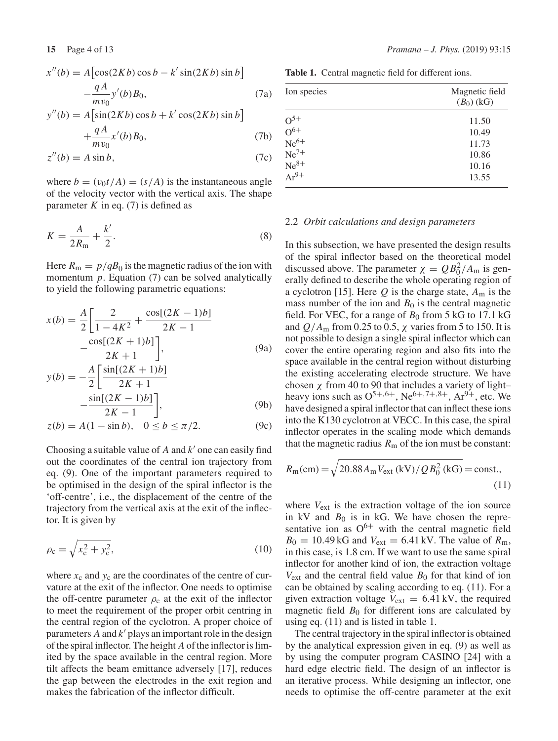$$x''(b) = A\big[\cos(2Kb)\cos b - k'\sin(2Kb)\sin b\big] - \frac{qA}{mv_0}y'(b)B_0, \tag{7a}$$

$$y''(b) = A\big[\sin(2Kb)\cos b + k'\cos(2Kb)\sin b\big] + \frac{qA}{mv_0}x'(b)B_0, \tag{7b}$$

$$z''(b) = A\sin b, \tag{7c}$$

where $b = (v_0 t/A) = (s/A)$ is the instantaneous angle of the velocity vector with the vertical axis. The shape parameter $K$ in eq. (7) is defined as

$$K = \frac{A}{2R_m} + \frac{k'}{2}. \tag{8}$$

Here $R_m = p/qB_0$ is the magnetic radius of the ion with momentum $p$. Equation (7) can be solved analytically to yield the following parametric equations:

$$x(b) = \frac{A}{2}\left[\frac{2}{1-4K^2} + \frac{\cos[(2K-1)b]}{2K-1} - \frac{\cos[(2K+1)b]}{2K+1}\right], \tag{9a}$$

$$y(b) = -\frac{A}{2}\left[\frac{\sin[(2K+1)b]}{2K+1} - \frac{\sin[(2K-1)b]}{2K-1}\right], \tag{9b}$$

$$z(b) = A(1-\sin b), \quad 0 \le b \le \pi/2. \tag{9c}$$

Choosing a suitable value of $A$ and $k'$ one can easily find out the coordinates of the central ion trajectory from eq. (9). One of the important parameters required to be optimised in the design of the spiral inflector is the 'off-centre', i.e., the displacement of the centre of the trajectory from the vertical axis at the exit of the inflector. It is given by

$$\rho_c = \sqrt{x_c^2 + y_c^2}, \tag{10}$$

where $x_c$ and $y_c$ are the coordinates of the centre of curvature at the exit of the inflector. One needs to optimise the off-centre parameter $\rho_c$ at the exit of the inflector to meet the requirement of the proper orbit centring in the central region of the cyclotron. A proper choice of parameters $A$ and $k'$ plays an important role in the design of the spiral inflector. The height $A$ of the inflector is limited by the space available in the central region. More tilt affects the beam emittance adversely [17], reduces the gap between the electrodes in the exit region and makes the fabrication of the inflector difficult.

**Table 1.** Central magnetic field for different ions.

| Ion species | Magnetic field ($B_0$) (kG) |
|---|---|
| $O^{5+}$ | 11.50 |
| $O^{6+}$ | 10.49 |
| $Ne^{6+}$ | 11.73 |
| $Ne^{7+}$ | 10.86 |
| $Ne^{8+}$ | 10.16 |
| $Ar^{9+}$ | 13.55 |

### 2.2 *Orbit calculations and design parameters*

In this subsection, we have presented the design results of the spiral inflector based on the theoretical model discussed above. The parameter $\chi = QB_0^2/A_m$ is generally defined to describe the whole operating region of a cyclotron [15]. Here $Q$ is the charge state, $A_m$ is the mass number of the ion and $B_0$ is the central magnetic field. For VEC, for a range of $B_0$ from 5 kG to 17.1 kG and $Q/A_m$ from 0.25 to 0.5, $\chi$ varies from 5 to 150. It is not possible to design a single spiral inflector which can cover the entire operating region and also fits into the space available in the central region without disturbing the existing accelerating electrode structure. We have chosen $\chi$ from 40 to 90 that includes a variety of light–heavy ions such as $O^{5+,6+}$, $Ne^{6+,7+,8+}$, $Ar^{9+}$, etc. We have designed a spiral inflector that can inflect these ions into the K130 cyclotron at VECC. In this case, the spiral inflector operates in the scaling mode which demands that the magnetic radius $R_m$ of the ion must be constant:

$$R_m(\text{cm}) = \sqrt{20.88 A_m V_{\text{ext}}\,(\text{kV})/QB_0^2\,(\text{kG})} = \text{const.}, \tag{11}$$

where $V_{\text{ext}}$ is the extraction voltage of the ion source in kV and $B_0$ is in kG. We have chosen the representative ion as $O^{6+}$ with the central magnetic field $B_0 = 10.49$ kG and $V_{\text{ext}} = 6.41$ kV. The value of $R_m$, in this case, is 1.8 cm. If we want to use the same spiral inflector for another kind of ion, the extraction voltage $V_{\text{ext}}$ and the central field value $B_0$ for that kind of ion can be obtained by scaling according to eq. (11). For a given extraction voltage $V_{\text{ext}} = 6.41$ kV, the required magnetic field $B_0$ for different ions are calculated by using eq. (11) and is listed in table 1.

The central trajectory in the spiral inflector is obtained by the analytical expression given in eq. (9) as well as by using the computer program CASINO [24] with a hard edge electric field. The design of an inflector is an iterative process. While designing an inflector, one needs to optimise the off-centre parameter at the exit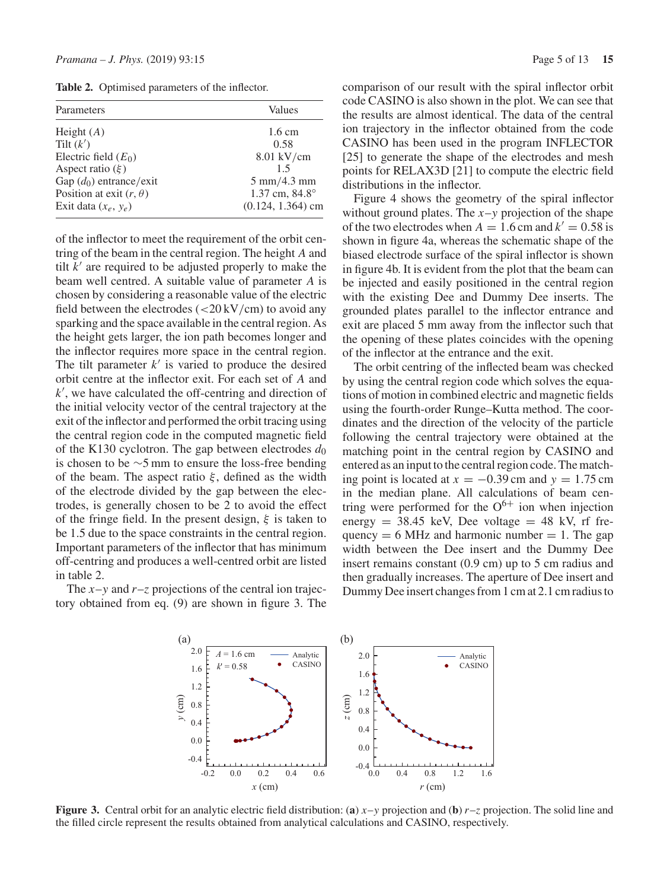**Table 2.** Optimised parameters of the inflector.

| Parameters | Values |
|---|---|
| Height ($A$) | 1.6 cm |
| Tilt ($k'$) | 0.58 |
| Electric field ($E_0$) | 8.01 kV/cm |
| Aspect ratio ($\xi$) | 1.5 |
| Gap ($d_0$) entrance/exit | 5 mm/4.3 mm |
| Position at exit ($r$, $\theta$) | 1.37 cm, 84.8° |
| Exit data ($x_e$, $y_e$) | (0.124, 1.364) cm |

of the inflector to meet the requirement of the orbit centring of the beam in the central region. The height $A$ and tilt $k'$ are required to be adjusted properly to make the beam well centred. A suitable value of parameter $A$ is chosen by considering a reasonable value of the electric field between the electrodes (<20 kV/cm) to avoid any sparking and the space available in the central region. As the height gets larger, the ion path becomes longer and the inflector requires more space in the central region. The tilt parameter $k'$ is varied to produce the desired orbit centre at the inflector exit. For each set of $A$ and $k'$, we have calculated the off-centring and direction of the initial velocity vector of the central trajectory at the exit of the inflector and performed the orbit tracing using the central region code in the computed magnetic field of the K130 cyclotron. The gap between electrodes $d_0$ is chosen to be ∼5 mm to ensure the loss-free bending of the beam. The aspect ratio $\xi$, defined as the width of the electrode divided by the gap between the electrodes, is generally chosen to be 2 to avoid the effect of the fringe field. In the present design, $\xi$ is taken to be 1.5 due to the space constraints in the central region. Important parameters of the inflector that has minimum off-centring and produces a well-centred orbit are listed in table 2.

The $x$–$y$ and $r$–$z$ projections of the central ion trajectory obtained from eq. (9) are shown in figure 3. The comparison of our result with the spiral inflector orbit code CASINO is also shown in the plot. We can see that the results are almost identical. The data of the central ion trajectory in the inflector obtained from the code CASINO has been used in the program INFLECTOR [25] to generate the shape of the electrodes and mesh points for RELAX3D [21] to compute the electric field distributions in the inflector.

Figure 4 shows the geometry of the spiral inflector without ground plates. The $x$–$y$ projection of the shape of the two electrodes when $A = 1.6$ cm and $k' = 0.58$ is shown in figure 4a, whereas the schematic shape of the biased electrode surface of the spiral inflector is shown in figure 4b. It is evident from the plot that the beam can be injected and easily positioned in the central region with the existing Dee and Dummy Dee inserts. The grounded plates parallel to the inflector entrance and exit are placed 5 mm away from the inflector such that the opening of these plates coincides with the opening of the inflector at the entrance and the exit.

The orbit centring of the inflected beam was checked by using the central region code which solves the equations of motion in combined electric and magnetic fields using the fourth-order Runge–Kutta method. The coordinates and the direction of the velocity of the particle following the central trajectory were obtained at the matching point in the central region by CASINO and entered as an input to the central region code. The matching point is located at $x = -0.39$ cm and $y = 1.75$ cm in the median plane. All calculations of beam centring were performed for the $O^{6+}$ ion when injection energy = 38.45 keV, Dee voltage = 48 kV, rf frequency = 6 MHz and harmonic number = 1. The gap width between the Dee insert and the Dummy Dee insert remains constant (0.9 cm) up to 5 cm radius and then gradually increases. The aperture of Dee insert and Dummy Dee insert changes from 1 cm at 2.1 cm radius to

**Figure 3.** Central orbit for an analytic electric field distribution: (**a**) $x$–$y$ projection and (**b**) $r$–$z$ projection. The solid line and the filled circle represent the results obtained from analytical calculations and CASINO, respectively.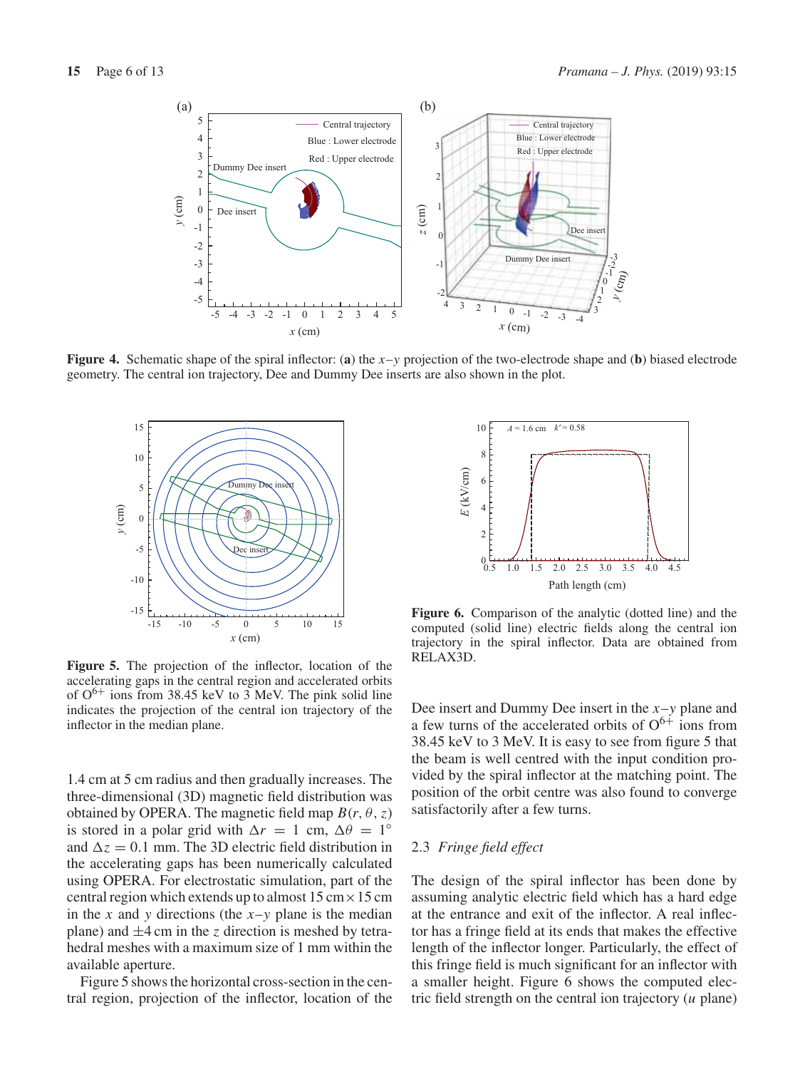**Figure 4.** Schematic shape of the spiral inflector: (**a**) the $x$–$y$ projection of the two-electrode shape and (**b**) biased electrode geometry. The central ion trajectory, Dee and Dummy Dee inserts are also shown in the plot.

**Figure 5.** The projection of the inflector, location of the accelerating gaps in the central region and accelerated orbits of $O^{6+}$ ions from 38.45 keV to 3 MeV. The pink solid line indicates the projection of the central ion trajectory of the inflector in the median plane.

**Figure 6.** Comparison of the analytic (dotted line) and the computed (solid line) electric fields along the central ion trajectory in the spiral inflector. Data are obtained from RELAX3D.

1.4 cm at 5 cm radius and then gradually increases. The three-dimensional (3D) magnetic field distribution was obtained by OPERA. The magnetic field map $B(r, \theta, z)$ is stored in a polar grid with $\Delta r = 1$ cm, $\Delta\theta = 1^{\circ}$ and $\Delta z = 0.1$ mm. The 3D electric field distribution in the accelerating gaps has been numerically calculated using OPERA. For electrostatic simulation, part of the central region which extends up to almost 15 cm $\times$ 15 cm in the $x$ and $y$ directions (the $x$–$y$ plane is the median plane) and $\pm 4$ cm in the $z$ direction is meshed by tetrahedral meshes with a maximum size of 1 mm within the available aperture.

Figure 5 shows the horizontal cross-section in the central region, projection of the inflector, location of the Dee insert and Dummy Dee insert in the $x$–$y$ plane and a few turns of the accelerated orbits of $O^{6+}$ ions from 38.45 keV to 3 MeV. It is easy to see from figure 5 that the beam is well centred with the input condition provided by the spiral inflector at the matching point. The position of the orbit centre was also found to converge satisfactorily after a few turns.

### 2.3 *Fringe field effect*

The design of the spiral inflector has been done by assuming analytic electric field which has a hard edge at the entrance and exit of the inflector. A real inflector has a fringe field at its ends that makes the effective length of the inflector longer. Particularly, the effect of this fringe field is much significant for an inflector with a smaller height. Figure 6 shows the computed electric field strength on the central ion trajectory ($u$ plane)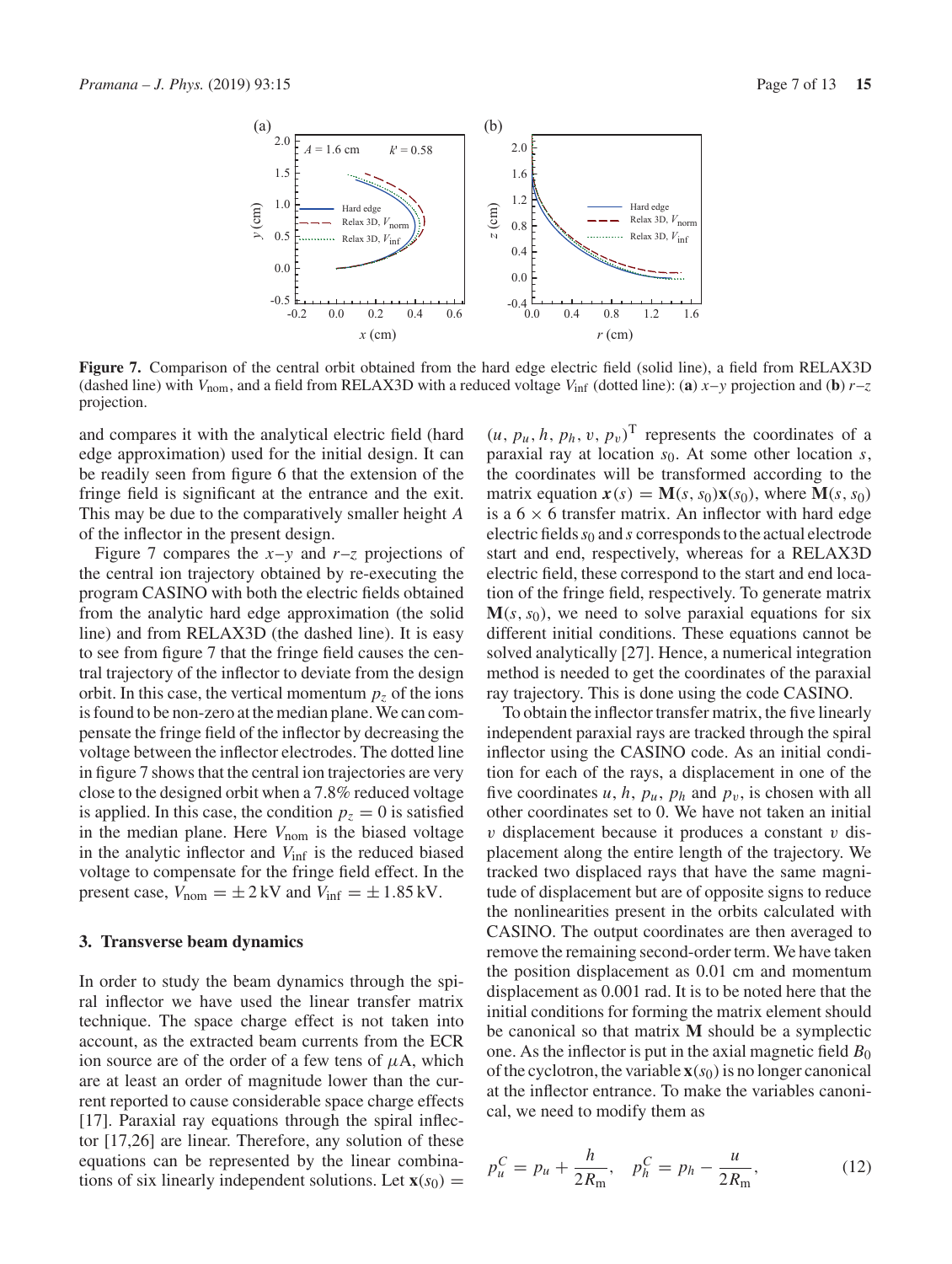**Figure 7.** Comparison of the central orbit obtained from the hard edge electric field (solid line), a field from RELAX3D (dashed line) with $V_{\mathrm{nom}}$, and a field from RELAX3D with a reduced voltage $V_{\mathrm{inf}}$ (dotted line): (**a**) $x$–$y$ projection and (**b**) $r$–$z$ projection.

and compares it with the analytical electric field (hard edge approximation) used for the initial design. It can be readily seen from figure 6 that the extension of the fringe field is significant at the entrance and the exit. This may be due to the comparatively smaller height $A$ of the inflector in the present design.

Figure 7 compares the $x$–$y$ and $r$–$z$ projections of the central ion trajectory obtained by re-executing the program CASINO with both the electric fields obtained from the analytic hard edge approximation (the solid line) and from RELAX3D (the dashed line). It is easy to see from figure 7 that the fringe field causes the central trajectory of the inflector to deviate from the design orbit. In this case, the vertical momentum $p_z$ of the ions is found to be non-zero at the median plane. We can compensate the fringe field of the inflector by decreasing the voltage between the inflector electrodes. The dotted line in figure 7 shows that the central ion trajectories are very close to the designed orbit when a 7.8% reduced voltage is applied. In this case, the condition $p_z = 0$ is satisfied in the median plane. Here $V_{\mathrm{nom}}$ is the biased voltage in the analytic inflector and $V_{\mathrm{inf}}$ is the reduced biased voltage to compensate for the fringe field effect. In the present case, $V_{\mathrm{nom}} = \pm 2\,\mathrm{kV}$ and $V_{\mathrm{inf}} = \pm 1.85\,\mathrm{kV}$.

## 3. Transverse beam dynamics

In order to study the beam dynamics through the spiral inflector we have used the linear transfer matrix technique. The space charge effect is not taken into account, as the extracted beam currents from the ECR ion source are of the order of a few tens of $\mu$A, which are at least an order of magnitude lower than the current reported to cause considerable space charge effects [17]. Paraxial ray equations through the spiral inflector [17,26] are linear. Therefore, any solution of these equations can be represented by the linear combinations of six linearly independent solutions. Let $\mathbf{x}(s_0) = (u, p_u, h, p_h, v, p_v)^{\mathrm{T}}$ represents the coordinates of a paraxial ray at location $s_0$. At some other location $s$, the coordinates will be transformed according to the matrix equation $\boldsymbol{x}(s) = \mathbf{M}(s, s_0)\mathbf{x}(s_0)$, where $\mathbf{M}(s, s_0)$ is a $6 \times 6$ transfer matrix. An inflector with hard edge electric fields $s_0$ and $s$ corresponds to the actual electrode start and end, respectively, whereas for a RELAX3D electric field, these correspond to the start and end location of the fringe field, respectively. To generate matrix $\mathbf{M}(s, s_0)$, we need to solve paraxial equations for six different initial conditions. These equations cannot be solved analytically [27]. Hence, a numerical integration method is needed to get the coordinates of the paraxial ray trajectory. This is done using the code CASINO.

To obtain the inflector transfer matrix, the five linearly independent paraxial rays are tracked through the spiral inflector using the CASINO code. As an initial condition for each of the rays, a displacement in one of the five coordinates $u$, $h$, $p_u$, $p_h$ and $p_v$, is chosen with all other coordinates set to 0. We have not taken an initial $v$ displacement because it produces a constant $v$ displacement along the entire length of the trajectory. We tracked two displaced rays that have the same magnitude of displacement but are of opposite signs to reduce the nonlinearities present in the orbits calculated with CASINO. The output coordinates are then averaged to remove the remaining second-order term. We have taken the position displacement as 0.01 cm and momentum displacement as 0.001 rad. It is to be noted here that the initial conditions for forming the matrix element should be canonical so that matrix $\mathbf{M}$ should be a symplectic one. As the inflector is put in the axial magnetic field $B_0$ of the cyclotron, the variable $\mathbf{x}(s_0)$ is no longer canonical at the inflector entrance. To make the variables canonical, we need to modify them as

$$p_u^C = p_u + \frac{h}{2R_{\mathrm{m}}}, \quad p_h^C = p_h - \frac{u}{2R_{\mathrm{m}}}, \tag{12}$$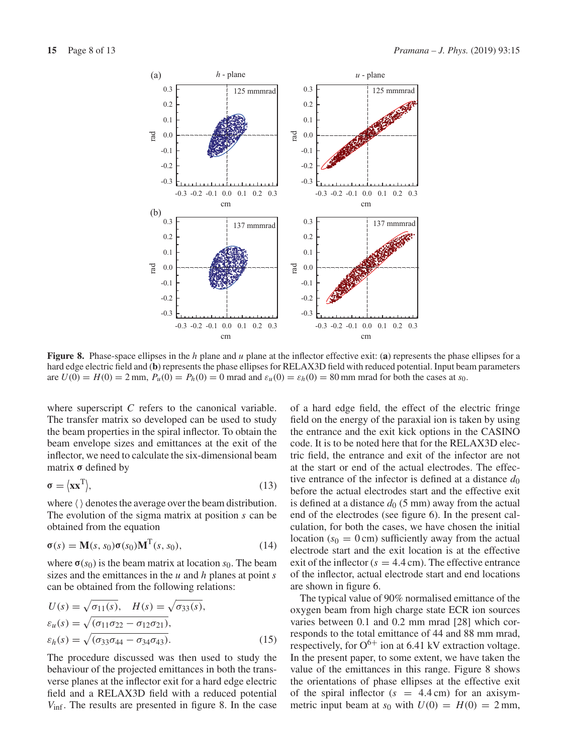Figure 8. Phase-space ellipses in the $h$ plane and $u$ plane at the inflector effective exit: (**a**) represents the phase ellipses for a hard edge electric field and (**b**) represents the phase ellipses for RELAX3D field with reduced potential. Input beam parameters are $U(0) = H(0) = 2$ mm, $P_u(0) = P_h(0) = 0$ mrad and $\varepsilon_u(0) = \varepsilon_h(0) = 80$ mm mrad for both the cases at $s_0$.

where superscript $C$ refers to the canonical variable. The transfer matrix so developed can be used to study the beam properties in the spiral inflector. To obtain the beam envelope sizes and emittances at the exit of the inflector, we need to calculate the six-dimensional beam matrix $\boldsymbol{\sigma}$ defined by

$$\boldsymbol{\sigma} = \langle \mathbf{x}\mathbf{x}^{\mathrm{T}} \rangle, \tag{13}$$

where $\langle\,\rangle$ denotes the average over the beam distribution. The evolution of the sigma matrix at position $s$ can be obtained from the equation

$$\boldsymbol{\sigma}(s) = \mathbf{M}(s, s_0)\boldsymbol{\sigma}(s_0)\mathbf{M}^{\mathrm{T}}(s, s_0), \tag{14}$$

where $\boldsymbol{\sigma}(s_0)$ is the beam matrix at location $s_0$. The beam sizes and the emittances in the $u$ and $h$ planes at point $s$ can be obtained from the following relations:

$$\begin{aligned} U(s) &= \sqrt{\sigma_{11}(s)}, \quad H(s) = \sqrt{\sigma_{33}(s)}, \\ \varepsilon_u(s) &= \sqrt{(\sigma_{11}\sigma_{22} - \sigma_{12}\sigma_{21})}, \\ \varepsilon_h(s) &= \sqrt{(\sigma_{33}\sigma_{44} - \sigma_{34}\sigma_{43})}. \end{aligned} \tag{15}$$

The procedure discussed was then used to study the behaviour of the projected emittances in both the transverse planes at the inflector exit for a hard edge electric field and a RELAX3D field with a reduced potential $V_{\mathrm{inf}}$. The results are presented in figure 8. In the case of a hard edge field, the effect of the electric fringe field on the energy of the paraxial ion is taken by using the entrance and the exit kick options in the CASINO code. It is to be noted here that for the RELAX3D electric field, the entrance and exit of the infector are not at the start or end of the actual electrodes. The effective entrance of the infector is defined at a distance $d_0$ before the actual electrodes start and the effective exit is defined at a distance $d_0$ (5 mm) away from the actual end of the electrodes (see figure 6). In the present calculation, for both the cases, we have chosen the initial location ($s_0 = 0$ cm) sufficiently away from the actual electrode start and the exit location is at the effective exit of the inflector ($s = 4.4$ cm). The effective entrance of the inflector, actual electrode start and end locations are shown in figure 6.

The typical value of 90% normalised emittance of the oxygen beam from high charge state ECR ion sources varies between 0.1 and 0.2 mm mrad [28] which corresponds to the total emittance of 44 and 88 mm mrad, respectively, for $O^{6+}$ ion at 6.41 kV extraction voltage. In the present paper, to some extent, we have taken the value of the emittances in this range. Figure 8 shows the orientations of phase ellipses at the effective exit of the spiral inflector ($s = 4.4$ cm) for an axisymmetric input beam at $s_0$ with $U(0) = H(0) = 2$ mm,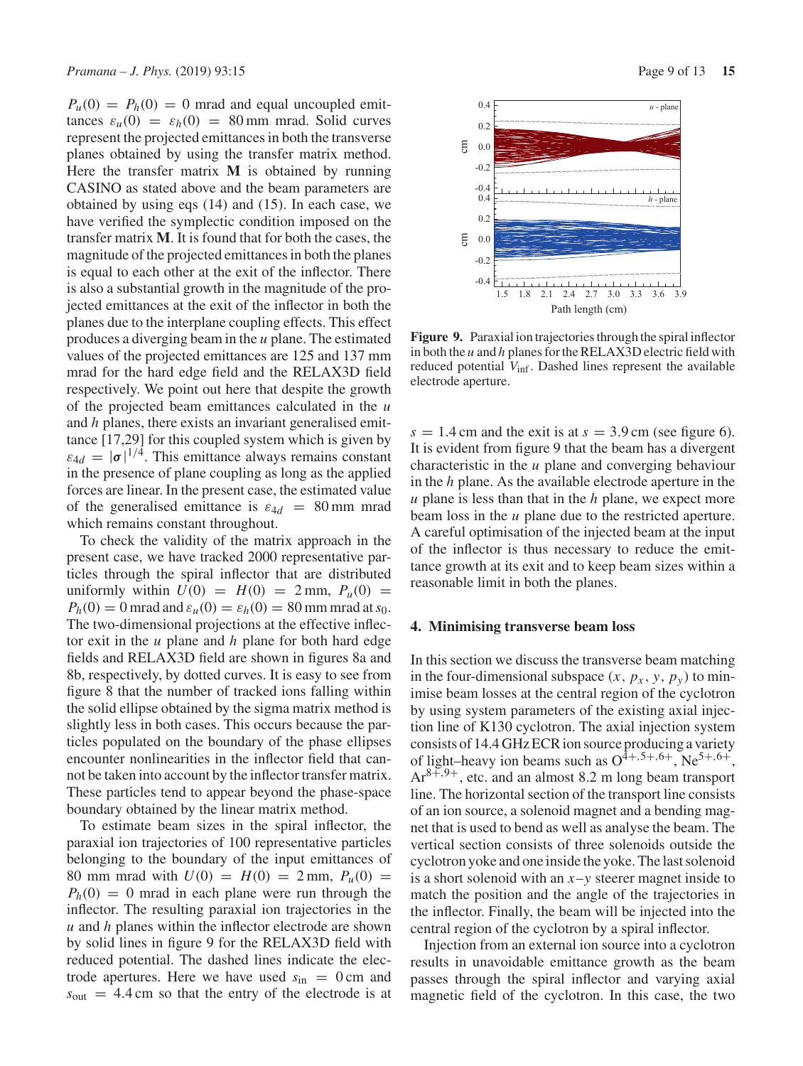$P_u(0) = P_h(0) = 0$ mrad and equal uncoupled emittances $\varepsilon_u(0) = \varepsilon_h(0) = 80$ mm mrad. Solid curves represent the projected emittances in both the transverse planes obtained by using the transfer matrix method. Here the transfer matrix $\mathbf{M}$ is obtained by running CASINO as stated above and the beam parameters are obtained by using eqs (14) and (15). In each case, we have verified the symplectic condition imposed on the transfer matrix $\mathbf{M}$. It is found that for both the cases, the magnitude of the projected emittances in both the planes is equal to each other at the exit of the inflector. There is also a substantial growth in the magnitude of the projected emittances at the exit of the inflector in both the planes due to the interplane coupling effects. This effect produces a diverging beam in the $u$ plane. The estimated values of the projected emittances are 125 and 137 mm mrad for the hard edge field and the RELAX3D field respectively. We point out here that despite the growth of the projected beam emittances calculated in the $u$ and $h$ planes, there exists an invariant generalised emittance [17,29] for this coupled system which is given by $\varepsilon_{4d} = |\boldsymbol{\sigma}|^{1/4}$. This emittance always remains constant in the presence of plane coupling as long as the applied forces are linear. In the present case, the estimated value of the generalised emittance is $\varepsilon_{4d} = 80$ mm mrad which remains constant throughout.

To check the validity of the matrix approach in the present case, we have tracked 2000 representative particles through the spiral inflector that are distributed uniformly within $U(0) = H(0) = 2$ mm, $P_u(0) = P_h(0) = 0$ mrad and $\varepsilon_u(0) = \varepsilon_h(0) = 80$ mm mrad at $s_0$. The two-dimensional projections at the effective inflector exit in the $u$ plane and $h$ plane for both hard edge fields and RELAX3D field are shown in figures 8a and 8b, respectively, by dotted curves. It is easy to see from figure 8 that the number of tracked ions falling within the solid ellipse obtained by the sigma matrix method is slightly less in both cases. This occurs because the particles populated on the boundary of the phase ellipses encounter nonlinearities in the inflector field that cannot be taken into account by the inflector transfer matrix. These particles tend to appear beyond the phase-space boundary obtained by the linear matrix method.

To estimate beam sizes in the spiral inflector, the paraxial ion trajectories of 100 representative particles belonging to the boundary of the input emittances of 80 mm mrad with $U(0) = H(0) = 2$ mm, $P_u(0) = P_h(0) = 0$ mrad in each plane were run through the inflector. The resulting paraxial ion trajectories in the $u$ and $h$ planes within the inflector electrode are shown by solid lines in figure 9 for the RELAX3D field with reduced potential. The dashed lines indicate the electrode apertures. Here we have used $s_{\text{in}} = 0$ cm and $s_{\text{out}} = 4.4$ cm so that the entry of the electrode is at $s = 1.4$ cm and the exit is at $s = 3.9$ cm (see figure 6). It is evident from figure 9 that the beam has a divergent characteristic in the $u$ plane and converging behaviour in the $h$ plane. As the available electrode aperture in the $u$ plane is less than that in the $h$ plane, we expect more beam loss in the $u$ plane due to the restricted aperture. A careful optimisation of the injected beam at the input of the inflector is thus necessary to reduce the emittance growth at its exit and to keep beam sizes within a reasonable limit in both the planes.

**Figure 9.** Paraxial ion trajectories through the spiral inflector in both the $u$ and $h$ planes for the RELAX3D electric field with reduced potential $V_{\text{inf}}$. Dashed lines represent the available electrode aperture.

## 4. Minimising transverse beam loss

In this section we discuss the transverse beam matching in the four-dimensional subspace $(x, p_x, y, p_y)$ to minimise beam losses at the central region of the cyclotron by using system parameters of the existing axial injection line of K130 cyclotron. The axial injection system consists of 14.4 GHz ECR ion source producing a variety of light–heavy ion beams such as $O^{4+,5+,6+}$, $Ne^{5+,6+}$, $Ar^{8+,9+}$, etc. and an almost 8.2 m long beam transport line. The horizontal section of the transport line consists of an ion source, a solenoid magnet and a bending magnet that is used to bend as well as analyse the beam. The vertical section consists of three solenoids outside the cyclotron yoke and one inside the yoke. The last solenoid is a short solenoid with an $x$–$y$ steerer magnet inside to match the position and the angle of the trajectories in the inflector. Finally, the beam will be injected into the central region of the cyclotron by a spiral inflector.

Injection from an external ion source into a cyclotron results in unavoidable emittance growth as the beam passes through the spiral inflector and varying axial magnetic field of the cyclotron. In this case, the two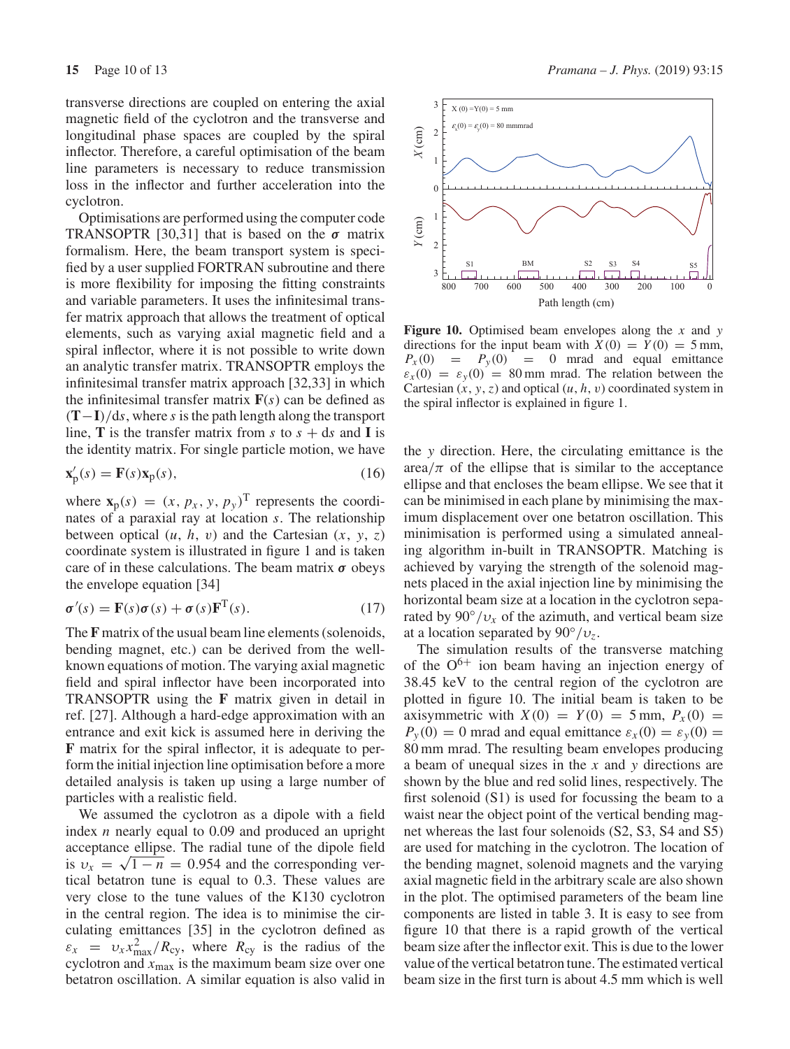transverse directions are coupled on entering the axial magnetic field of the cyclotron and the transverse and longitudinal phase spaces are coupled by the spiral inflector. Therefore, a careful optimisation of the beam line parameters is necessary to reduce transmission loss in the inflector and further acceleration into the cyclotron.

Optimisations are performed using the computer code TRANSOPTR [30,31] that is based on the $\boldsymbol{\sigma}$ matrix formalism. Here, the beam transport system is specified by a user supplied FORTRAN subroutine and there is more flexibility for imposing the fitting constraints and variable parameters. It uses the infinitesimal transfer matrix approach that allows the treatment of optical elements, such as varying axial magnetic field and a spiral inflector, where it is not possible to write down an analytic transfer matrix. TRANSOPTR employs the infinitesimal transfer matrix approach [32,33] in which the infinitesimal transfer matrix $\mathbf{F}(s)$ can be defined as $(\mathbf{T}-\mathbf{I})/\mathrm{d}s$, where $s$ is the path length along the transport line, $\mathbf{T}$ is the transfer matrix from $s$ to $s+\mathrm{d}s$ and $\mathbf{I}$ is the identity matrix. For single particle motion, we have

$$\mathbf{x}_\mathrm{p}'(s) = \mathbf{F}(s)\mathbf{x}_\mathrm{p}(s), \tag{16}$$

where $\mathbf{x}_\mathrm{p}(s) = (x, p_x, y, p_y)^\mathrm{T}$ represents the coordinates of a paraxial ray at location $s$. The relationship between optical $(u, h, v)$ and the Cartesian $(x, y, z)$ coordinate system is illustrated in figure 1 and is taken care of in these calculations. The beam matrix $\boldsymbol{\sigma}$ obeys the envelope equation [34]

$$\boldsymbol{\sigma}'(s) = \mathbf{F}(s)\boldsymbol{\sigma}(s) + \boldsymbol{\sigma}(s)\mathbf{F}^\mathrm{T}(s). \tag{17}$$

The $\mathbf{F}$ matrix of the usual beam line elements (solenoids, bending magnet, etc.) can be derived from the well-known equations of motion. The varying axial magnetic field and spiral inflector have been incorporated into TRANSOPTR using the $\mathbf{F}$ matrix given in detail in ref. [27]. Although a hard-edge approximation with an entrance and exit kick is assumed here in deriving the $\mathbf{F}$ matrix for the spiral inflector, it is adequate to perform the initial injection line optimisation before a more detailed analysis is taken up using a large number of particles with a realistic field.

We assumed the cyclotron as a dipole with a field index $n$ nearly equal to 0.09 and produced an upright acceptance ellipse. The radial tune of the dipole field is $\upsilon_x = \sqrt{1-n} = 0.954$ and the corresponding vertical betatron tune is equal to 0.3. These values are very close to the tune values of the K130 cyclotron in the central region. The idea is to minimise the circulating emittances [35] in the cyclotron defined as $\varepsilon_x = \upsilon_x x_\mathrm{max}^2/R_\mathrm{cy}$, where $R_\mathrm{cy}$ is the radius of the cyclotron and $x_\mathrm{max}$ is the maximum beam size over one betatron oscillation. A similar equation is also valid in the $y$ direction. Here, the circulating emittance is the area$/\pi$ of the ellipse that is similar to the acceptance ellipse and that encloses the beam ellipse. We see that it can be minimised in each plane by minimising the maximum displacement over one betatron oscillation. This minimisation is performed using a simulated annealing algorithm in-built in TRANSOPTR. Matching is achieved by varying the strength of the solenoid magnets placed in the axial injection line by minimising the horizontal beam size at a location in the cyclotron separated by $90^\circ/\upsilon_x$ of the azimuth, and vertical beam size at a location separated by $90^\circ/\upsilon_z$.

**Figure 10.** Optimised beam envelopes along the $x$ and $y$ directions for the input beam with $X(0) = Y(0) = 5$ mm, $P_x(0) = P_y(0) = 0$ mrad and equal emittance $\varepsilon_x(0) = \varepsilon_y(0) = 80$ mm mrad. The relation between the Cartesian $(x, y, z)$ and optical $(u, h, v)$ coordinated system in the spiral inflector is explained in figure 1.

The simulation results of the transverse matching of the $O^{6+}$ ion beam having an injection energy of 38.45 keV to the central region of the cyclotron are plotted in figure 10. The initial beam is taken to be axisymmetric with $X(0) = Y(0) = 5$ mm, $P_x(0) = P_y(0) = 0$ mrad and equal emittance $\varepsilon_x(0) = \varepsilon_y(0) = 80$ mm mrad. The resulting beam envelopes producing a beam of unequal sizes in the $x$ and $y$ directions are shown by the blue and red solid lines, respectively. The first solenoid (S1) is used for focussing the beam to a waist near the object point of the vertical bending magnet whereas the last four solenoids (S2, S3, S4 and S5) are used for matching in the cyclotron. The location of the bending magnet, solenoid magnets and the varying axial magnetic field in the arbitrary scale are also shown in the plot. The optimised parameters of the beam line components are listed in table 3. It is easy to see from figure 10 that there is a rapid growth of the vertical beam size after the inflector exit. This is due to the lower value of the vertical betatron tune. The estimated vertical beam size in the first turn is about 4.5 mm which is well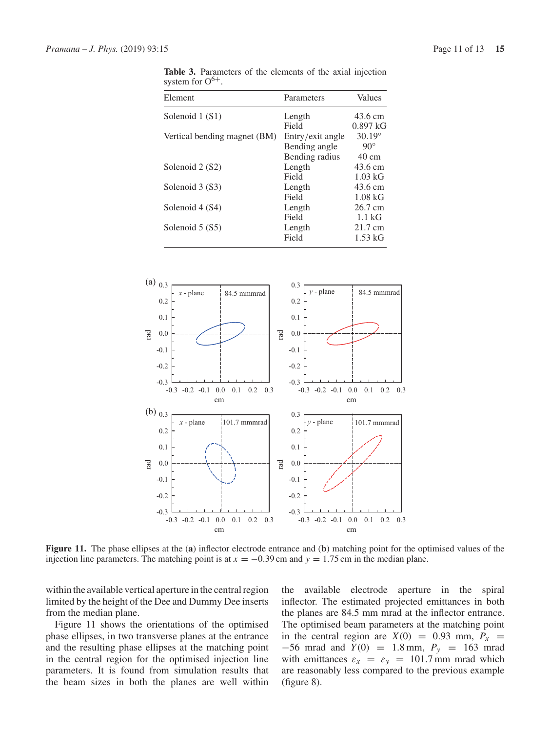**Table 3.** Parameters of the elements of the axial injection system for $O^{6+}$.

| Element | Parameters | Values |
|---|---|---|
| Solenoid 1 (S1) | Length | 43.6 cm |
| | Field | 0.897 kG |
| Vertical bending magnet (BM) | Entry/exit angle | 30.19° |
| | Bending angle | 90° |
| | Bending radius | 40 cm |
| Solenoid 2 (S2) | Length | 43.6 cm |
| | Field | 1.03 kG |
| Solenoid 3 (S3) | Length | 43.6 cm |
| | Field | 1.08 kG |
| Solenoid 4 (S4) | Length | 26.7 cm |
| | Field | 1.1 kG |
| Solenoid 5 (S5) | Length | 21.7 cm |
| | Field | 1.53 kG |

**Figure 11.** The phase ellipses at the (**a**) inflector electrode entrance and (**b**) matching point for the optimised values of the injection line parameters. The matching point is at $x = -0.39$ cm and $y = 1.75$ cm in the median plane.

within the available vertical aperture in the central region limited by the height of the Dee and Dummy Dee inserts from the median plane.

Figure 11 shows the orientations of the optimised phase ellipses, in two transverse planes at the entrance and the resulting phase ellipses at the matching point in the central region for the optimised injection line parameters. It is found from simulation results that the beam sizes in both the planes are well within the available electrode aperture in the spiral inflector. The estimated projected emittances in both the planes are 84.5 mm mrad at the inflector entrance. The optimised beam parameters at the matching point in the central region are $X(0) = 0.93$ mm, $P_x = -56$ mrad and $Y(0) = 1.8$ mm, $P_y = 163$ mrad with emittances $\varepsilon_x = \varepsilon_y = 101.7$ mm mrad which are reasonably less compared to the previous example (figure 8).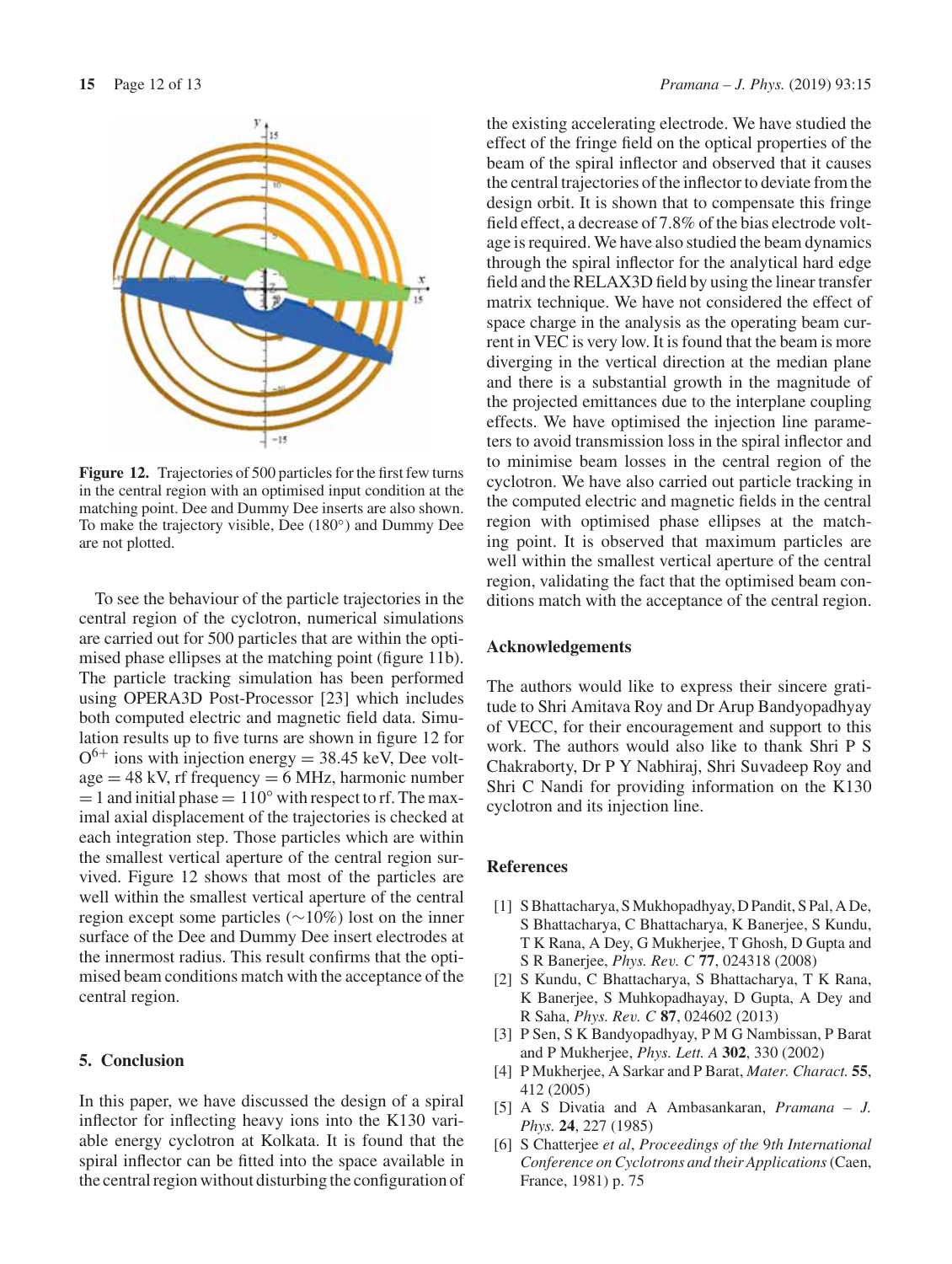Figure 12. Trajectories of 500 particles for the first few turns in the central region with an optimised input condition at the matching point. Dee and Dummy Dee inserts are also shown. To make the trajectory visible, Dee (180°) and Dummy Dee are not plotted.

To see the behaviour of the particle trajectories in the central region of the cyclotron, numerical simulations are carried out for 500 particles that are within the optimised phase ellipses at the matching point (figure 11b). The particle tracking simulation has been performed using OPERA3D Post-Processor [23] which includes both computed electric and magnetic field data. Simulation results up to five turns are shown in figure 12 for $O^{6+}$ ions with injection energy = 38.45 keV, Dee voltage = 48 kV, rf frequency = 6 MHz, harmonic number = 1 and initial phase = 110° with respect to rf. The maximal axial displacement of the trajectories is checked at each integration step. Those particles which are within the smallest vertical aperture of the central region survived. Figure 12 shows that most of the particles are well within the smallest vertical aperture of the central region except some particles (∼10%) lost on the inner surface of the Dee and Dummy Dee insert electrodes at the innermost radius. This result confirms that the optimised beam conditions match with the acceptance of the central region.

## 5. Conclusion

In this paper, we have discussed the design of a spiral inflector for inflecting heavy ions into the K130 variable energy cyclotron at Kolkata. It is found that the spiral inflector can be fitted into the space available in the central region without disturbing the configuration of the existing accelerating electrode. We have studied the effect of the fringe field on the optical properties of the beam of the spiral inflector and observed that it causes the central trajectories of the inflector to deviate from the design orbit. It is shown that to compensate this fringe field effect, a decrease of 7.8% of the bias electrode voltage is required. We have also studied the beam dynamics through the spiral inflector for the analytical hard edge field and the RELAX3D field by using the linear transfer matrix technique. We have not considered the effect of space charge in the analysis as the operating beam current in VEC is very low. It is found that the beam is more diverging in the vertical direction at the median plane and there is a substantial growth in the magnitude of the projected emittances due to the interplane coupling effects. We have optimised the injection line parameters to avoid transmission loss in the spiral inflector and to minimise beam losses in the central region of the cyclotron. We have also carried out particle tracking in the computed electric and magnetic fields in the central region with optimised phase ellipses at the matching point. It is observed that maximum particles are well within the smallest vertical aperture of the central region, validating the fact that the optimised beam conditions match with the acceptance of the central region.

## Acknowledgements

The authors would like to express their sincere gratitude to Shri Amitava Roy and Dr Arup Bandyopadhyay of VECC, for their encouragement and support to this work. The authors would also like to thank Shri P S Chakraborty, Dr P Y Nabhiraj, Shri Suvadeep Roy and Shri C Nandi for providing information on the K130 cyclotron and its injection line.

## References

[1] S Bhattacharya, S Mukhopadhyay, D Pandit, S Pal, A De, S Bhattacharya, C Bhattacharya, K Banerjee, S Kundu, T K Rana, A Dey, G Mukherjee, T Ghosh, D Gupta and S R Banerjee, *Phys. Rev. C* **77**, 024318 (2008)

[2] S Kundu, C Bhattacharya, S Bhattacharya, T K Rana, K Banerjee, S Muhkopadhayay, D Gupta, A Dey and R Saha, *Phys. Rev. C* **87**, 024602 (2013)

[3] P Sen, S K Bandyopadhyay, P M G Nambissan, P Barat and P Mukherjee, *Phys. Lett. A* **302**, 330 (2002)

[4] P Mukherjee, A Sarkar and P Barat, *Mater. Charact.* **55**, 412 (2005)

[5] A S Divatia and A Ambasankaran, *Pramana – J. Phys.* **24**, 227 (1985)

[6] S Chatterjee *et al*, *Proceedings of the 9th International Conference on Cyclotrons and their Applications* (Caen, France, 1981) p. 75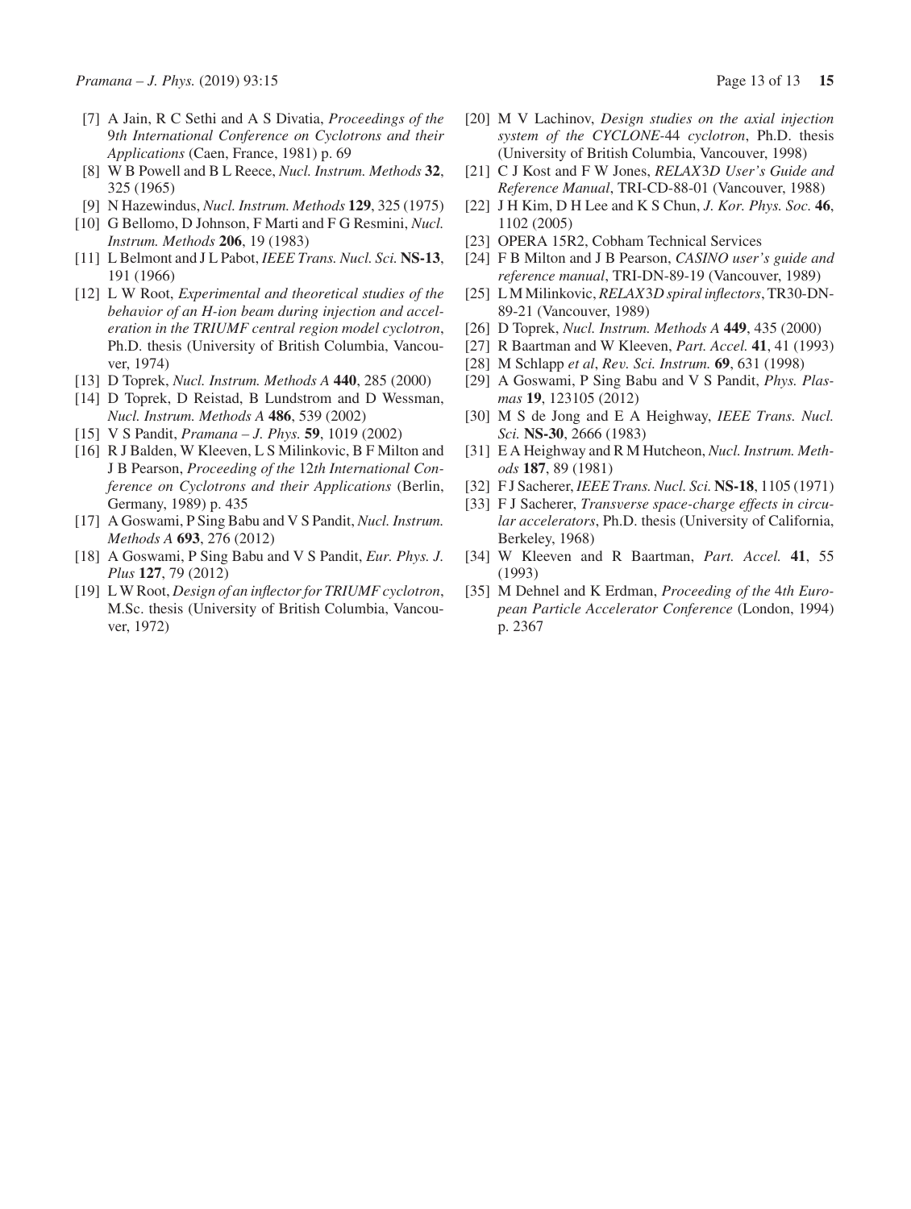[7] A Jain, R C Sethi and A S Divatia, *Proceedings of the 9th International Conference on Cyclotrons and their Applications* (Caen, France, 1981) p. 69

[8] W B Powell and B L Reece, *Nucl. Instrum. Methods* **32**, 325 (1965)

[9] N Hazewindus, *Nucl. Instrum. Methods* **129**, 325 (1975)

[10] G Bellomo, D Johnson, F Marti and F G Resmini, *Nucl. Instrum. Methods* **206**, 19 (1983)

[11] L Belmont and J L Pabot, *IEEE Trans. Nucl. Sci.* **NS-13**, 191 (1966)

[12] L W Root, *Experimental and theoretical studies of the behavior of an H-ion beam during injection and acceleration in the TRIUMF central region model cyclotron*, Ph.D. thesis (University of British Columbia, Vancouver, 1974)

[13] D Toprek, *Nucl. Instrum. Methods A* **440**, 285 (2000)

[14] D Toprek, D Reistad, B Lundstrom and D Wessman, *Nucl. Instrum. Methods A* **486**, 539 (2002)

[15] V S Pandit, *Pramana – J. Phys.* **59**, 1019 (2002)

[16] R J Balden, W Kleeven, L S Milinkovic, B F Milton and J B Pearson, *Proceeding of the 12th International Conference on Cyclotrons and their Applications* (Berlin, Germany, 1989) p. 435

[17] A Goswami, P Sing Babu and V S Pandit, *Nucl. Instrum. Methods A* **693**, 276 (2012)

[18] A Goswami, P Sing Babu and V S Pandit, *Eur. Phys. J. Plus* **127**, 79 (2012)

[19] L W Root, *Design of an inflector for TRIUMF cyclotron*, M.Sc. thesis (University of British Columbia, Vancouver, 1972)

[20] M V Lachinov, *Design studies on the axial injection system of the CYCLONE-44 cyclotron*, Ph.D. thesis (University of British Columbia, Vancouver, 1998)

[21] C J Kost and F W Jones, *RELAX3D User's Guide and Reference Manual*, TRI-CD-88-01 (Vancouver, 1988)

[22] J H Kim, D H Lee and K S Chun, *J. Kor. Phys. Soc.* **46**, 1102 (2005)

[23] OPERA 15R2, Cobham Technical Services

[24] F B Milton and J B Pearson, *CASINO user's guide and reference manual*, TRI-DN-89-19 (Vancouver, 1989)

[25] L M Milinkovic, *RELAX3D spiral inflectors*, TR30-DN-89-21 (Vancouver, 1989)

[26] D Toprek, *Nucl. Instrum. Methods A* **449**, 435 (2000)

[27] R Baartman and W Kleeven, *Part. Accel.* **41**, 41 (1993)

[28] M Schlapp *et al*, *Rev. Sci. Instrum.* **69**, 631 (1998)

[29] A Goswami, P Sing Babu and V S Pandit, *Phys. Plasmas* **19**, 123105 (2012)

[30] M S de Jong and E A Heighway, *IEEE Trans. Nucl. Sci.* **NS-30**, 2666 (1983)

[31] E A Heighway and R M Hutcheon, *Nucl. Instrum. Methods* **187**, 89 (1981)

[32] F J Sacherer, *IEEE Trans. Nucl. Sci.* **NS-18**, 1105 (1971)

[33] F J Sacherer, *Transverse space-charge effects in circular accelerators*, Ph.D. thesis (University of California, Berkeley, 1968)

[34] W Kleeven and R Baartman, *Part. Accel.* **41**, 55 (1993)

[35] M Dehnel and K Erdman, *Proceeding of the 4th European Particle Accelerator Conference* (London, 1994) p. 2367